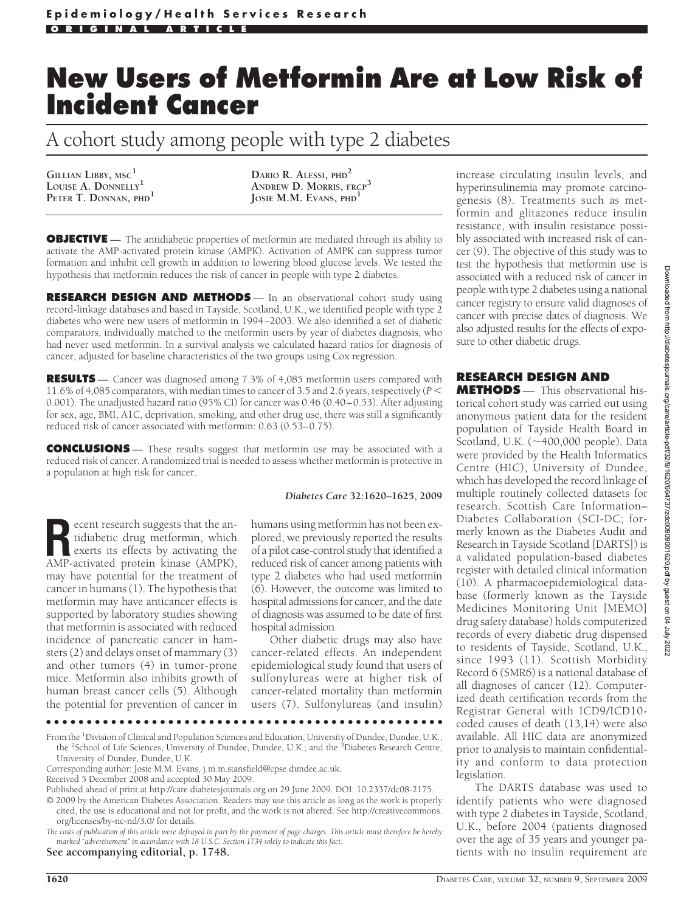**Epidemiology/Health Services Research**

ORIGINAL ARTICLE

# New Users of Metformin Are at Low Risk of Incident Cancer

## A cohort study among people with type 2 diabetes

GILLIAN LIBBY, MSC[1]
LOUISE A. DONNELLY[1]
PETER T. DONNAN, PHD[1]
DARIO R. ALESSI, PHD[2]
ANDREW D. MORRIS, FRCP[3]
JOSIE M.M. EVANS, PHD[1]

**OBJECTIVE** — The antidiabetic properties of metformin are mediated through its ability to activate the AMP-activated protein kinase (AMPK). Activation of AMPK can suppress tumor formation and inhibit cell growth in addition to lowering blood glucose levels. We tested the hypothesis that metformin reduces the risk of cancer in people with type 2 diabetes.

**RESEARCH DESIGN AND METHODS** — In an observational cohort study using record-linkage databases and based in Tayside, Scotland, U.K., we identified people with type 2 diabetes who were new users of metformin in 1994–2003. We also identified a set of diabetic comparators, individually matched to the metformin users by year of diabetes diagnosis, who had never used metformin. In a survival analysis we calculated hazard ratios for diagnosis of cancer, adjusted for baseline characteristics of the two groups using Cox regression.

**RESULTS** — Cancer was diagnosed among 7.3% of 4,085 metformin users compared with 11.6% of 4,085 comparators, with median times to cancer of 3.5 and 2.6 years, respectively ($P < 0.001$). The unadjusted hazard ratio (95% CI) for cancer was 0.46 (0.40–0.53). After adjusting for sex, age, BMI, A1C, deprivation, smoking, and other drug use, there was still a significantly reduced risk of cancer associated with metformin: 0.63 (0.53–0.75).

**CONCLUSIONS** — These results suggest that metformin use may be associated with a reduced risk of cancer. A randomized trial is needed to assess whether metformin is protective in a population at high risk for cancer.

*Diabetes Care* **32:1620–1625, 2009**

Recent research suggests that the antidiabetic drug metformin, which exerts its effects by activating the AMP-activated protein kinase (AMPK), may have potential for the treatment of cancer in humans (1). The hypothesis that metformin may have anticancer effects is supported by laboratory studies showing that metformin is associated with reduced incidence of pancreatic cancer in hamsters (2) and delays onset of mammary (3) and other tumors (4) in tumor-prone mice. Metformin also inhibits growth of human breast cancer cells (5). Although the potential for prevention of cancer in humans using metformin has not been explored, we previously reported the results of a pilot case-control study that identified a reduced risk of cancer among patients with type 2 diabetes who had used metformin (6). However, the outcome was limited to hospital admissions for cancer, and the date of diagnosis was assumed to be date of first hospital admission.

Other diabetic drugs may also have cancer-related effects. An independent epidemiological study found that users of sulfonylureas were at higher risk of cancer-related mortality than metformin users (7). Sulfonylureas (and insulin) increase circulating insulin levels, and hyperinsulinemia may promote carcinogenesis (8). Treatments such as metformin and glitazones reduce insulin resistance, with insulin resistance possibly associated with increased risk of cancer (9). The objective of this study was to test the hypothesis that metformin use is associated with a reduced risk of cancer in people with type 2 diabetes using a national cancer registry to ensure valid diagnoses of cancer with precise dates of diagnosis. We also adjusted results for the effects of exposure to other diabetic drugs.

## RESEARCH DESIGN AND METHODS

This observational historical cohort study was carried out using anonymous patient data for the resident population of Tayside Health Board in Scotland, U.K. (~400,000 people). Data were provided by the Health Informatics Centre (HIC), University of Dundee, which has developed the record linkage of multiple routinely collected datasets for research. Scottish Care Information–Diabetes Collaboration (SCI-DC; formerly known as the Diabetes Audit and Research in Tayside Scotland [DARTS]) is a validated population-based diabetes register with detailed clinical information (10). A pharmacoepidemiological database (formerly known as the Tayside Medicines Monitoring Unit [MEMO] drug safety database) holds computerized records of every diabetic drug dispensed to residents of Tayside, Scotland, U.K., since 1993 (11). Scottish Morbidity Record 6 (SMR6) is a national database of all diagnoses of cancer (12). Computerized death certification records from the Registrar General with ICD9/ICD10-coded causes of death (13,14) were also available. All HIC data are anonymized prior to analysis to maintain confidentiality and conform to data protection legislation.

The DARTS database was used to identify patients who were diagnosed with type 2 diabetes in Tayside, Scotland, U.K., before 2004 (patients diagnosed over the age of 35 years and younger patients with no insulin requirement are

From the [1]Division of Clinical and Population Sciences and Education, University of Dundee, Dundee, U.K.; the [2]School of Life Sciences, University of Dundee, Dundee, U.K.; and the [3]Diabetes Research Centre, University of Dundee, Dundee, U.K.

Corresponding author: Josie M.M. Evans, j.m.m.stansfield@cpse.dundee.ac.uk.

Received 5 December 2008 and accepted 30 May 2009.

Published ahead of print at http://care.diabetesjournals.org on 29 June 2009. DOI: 10.2337/dc08-2175.

© 2009 by the American Diabetes Association. Readers may use this article as long as the work is properly cited, the use is educational and not for profit, and the work is not altered. See http://creativecommons.org/licenses/by-nc-nd/3.0/ for details.

*The costs of publication of this article were defrayed in part by the payment of page charges. This article must therefore be hereby marked "advertisement" in accordance with 18 U.S.C. Section 1734 solely to indicate this fact.*

**See accompanying editorial, p. 1748.**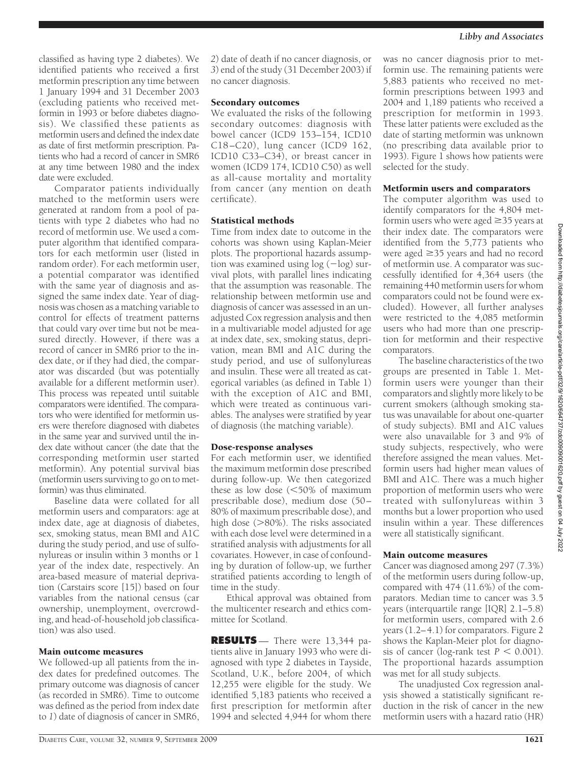classified as having type 2 diabetes). We identified patients who received a first metformin prescription any time between 1 January 1994 and 31 December 2003 (excluding patients who received metformin in 1993 or before diabetes diagnosis). We classified these patients as metformin users and defined the index date as date of first metformin prescription. Patients who had a record of cancer in SMR6 at any time between 1980 and the index date were excluded.

Comparator patients individually matched to the metformin users were generated at random from a pool of patients with type 2 diabetes who had no record of metformin use. We used a computer algorithm that identified comparators for each metformin user (listed in random order). For each metformin user, a potential comparator was identified with the same year of diagnosis and assigned the same index date. Year of diagnosis was chosen as a matching variable to control for effects of treatment patterns that could vary over time but not be measured directly. However, if there was a record of cancer in SMR6 prior to the index date, or if they had died, the comparator was discarded (but was potentially available for a different metformin user). This process was repeated until suitable comparators were identified. The comparators who were identified for metformin users were therefore diagnosed with diabetes in the same year and survived until the index date without cancer (the date that the corresponding metformin user started metformin). Any potential survival bias (metformin users surviving to go on to metformin) was thus eliminated.

Baseline data were collated for all metformin users and comparators: age at index date, age at diagnosis of diabetes, sex, smoking status, mean BMI and A1C during the study period, and use of sulfonylureas or insulin within 3 months or 1 year of the index date, respectively. An area-based measure of material deprivation (Carstairs score [15]) based on four variables from the national census (car ownership, unemployment, overcrowding, and head-of-household job classification) was also used.

### Main outcome measures

We followed-up all patients from the index dates for predefined outcomes. The primary outcome was diagnosis of cancer (as recorded in SMR6). Time to outcome was defined as the period from index date to *1*) date of diagnosis of cancer in SMR6, *2*) date of death if no cancer diagnosis, or *3*) end of the study (31 December 2003) if no cancer diagnosis.

### Secondary outcomes

We evaluated the risks of the following secondary outcomes: diagnosis with bowel cancer (ICD9 153–154, ICD10 C18–C20), lung cancer (ICD9 162, ICD10 C33–C34), or breast cancer in women (ICD9 174, ICD10 C50) as well as all-cause mortality and mortality from cancer (any mention on death certificate).

### Statistical methods

Time from index date to outcome in the cohorts was shown using Kaplan-Meier plots. The proportional hazards assumption was examined using log (−log) survival plots, with parallel lines indicating that the assumption was reasonable. The relationship between metformin use and diagnosis of cancer was assessed in an unadjusted Cox regression analysis and then in a multivariable model adjusted for age at index date, sex, smoking status, deprivation, mean BMI and A1C during the study period, and use of sulfonylureas and insulin. These were all treated as categorical variables (as defined in Table 1) with the exception of A1C and BMI, which were treated as continuous variables. The analyses were stratified by year of diagnosis (the matching variable).

### Dose-response analyses

For each metformin user, we identified the maximum metformin dose prescribed during follow-up. We then categorized these as low dose (<50% of maximum prescribable dose), medium dose (50–80% of maximum prescribable dose), and high dose (>80%). The risks associated with each dose level were determined in a stratified analysis with adjustments for all covariates. However, in case of confounding by duration of follow-up, we further stratified patients according to length of time in the study.

Ethical approval was obtained from the multicenter research and ethics committee for Scotland.

## RESULTS

There were 13,344 patients alive in January 1993 who were diagnosed with type 2 diabetes in Tayside, Scotland, U.K., before 2004, of which 12,255 were eligible for the study. We identified 5,183 patients who received a first prescription for metformin after 1994 and selected 4,944 for whom there was no cancer diagnosis prior to metformin use. The remaining patients were 5,883 patients who received no metformin prescriptions between 1993 and 2004 and 1,189 patients who received a prescription for metformin in 1993. These latter patients were excluded as the date of starting metformin was unknown (no prescribing data available prior to 1993). Figure 1 shows how patients were selected for the study.

### Metformin users and comparators

The computer algorithm was used to identify comparators for the 4,804 metformin users who were aged ≥35 years at their index date. The comparators were identified from the 5,773 patients who were aged ≥35 years and had no record of metformin use. A comparator was successfully identified for 4,364 users (the remaining 440 metformin users for whom comparators could not be found were excluded). However, all further analyses were restricted to the 4,085 metformin users who had more than one prescription for metformin and their respective comparators.

The baseline characteristics of the two groups are presented in Table 1. Metformin users were younger than their comparators and slightly more likely to be current smokers (although smoking status was unavailable for about one-quarter of study subjects). BMI and A1C values were also unavailable for 3 and 9% of study subjects, respectively, who were therefore assigned the mean values. Metformin users had higher mean values of BMI and A1C. There was a much higher proportion of metformin users who were treated with sulfonylureas within 3 months but a lower proportion who used insulin within a year. These differences were all statistically significant.

### Main outcome measures

Cancer was diagnosed among 297 (7.3%) of the metformin users during follow-up, compared with 474 (11.6%) of the comparators. Median time to cancer was 3.5 years (interquartile range [IQR] 2.1–5.8) for metformin users, compared with 2.6 years (1.2–4.1) for comparators. Figure 2 shows the Kaplan-Meier plot for diagnosis of cancer (log-rank test $P < 0.001$). The proportional hazards assumption was met for all study subjects.

The unadjusted Cox regression analysis showed a statistically significant reduction in the risk of cancer in the new metformin users with a hazard ratio (HR)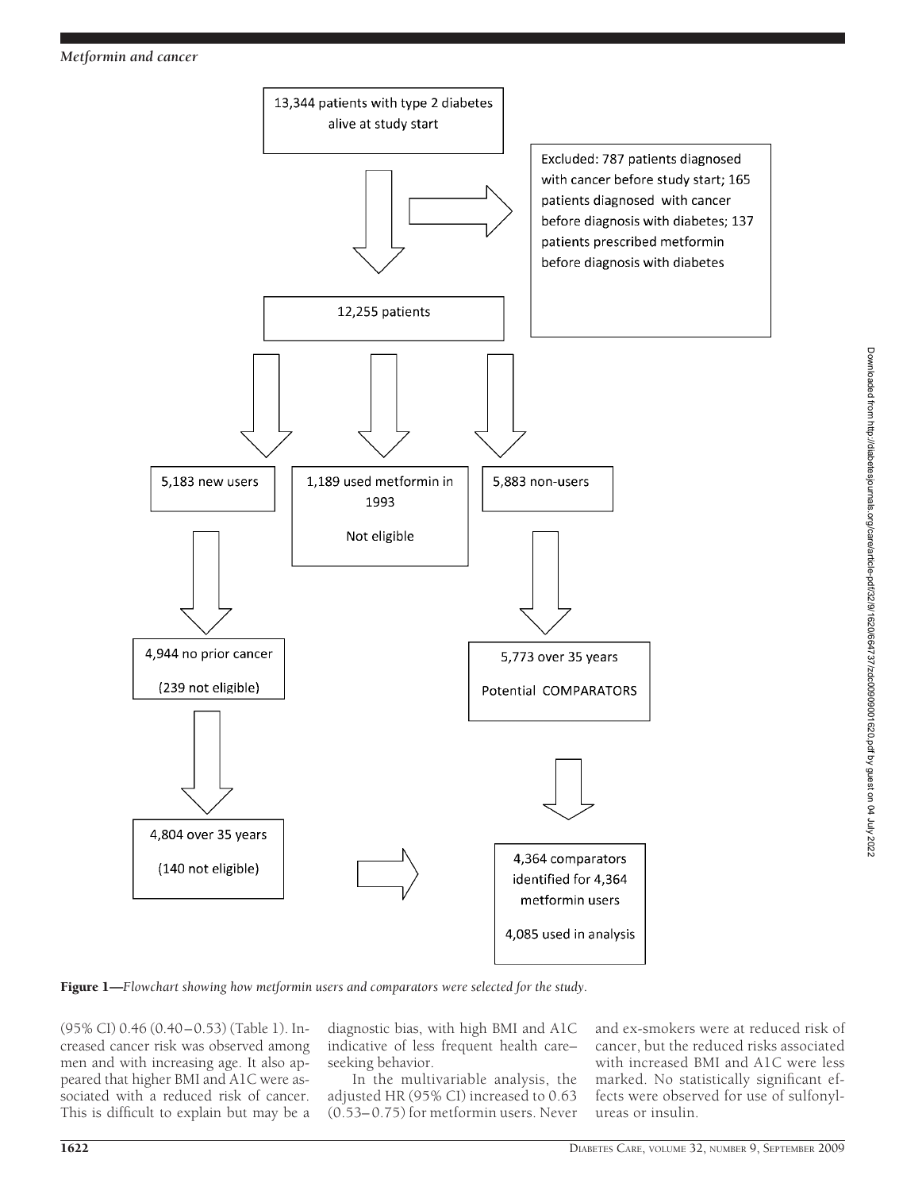13,344 patients with type 2 diabetes alive at study start

Excluded: 787 patients diagnosed with cancer before study start; 165 patients diagnosed with cancer before diagnosis with diabetes; 137 patients prescribed metformin before diagnosis with diabetes

12,255 patients

5,183 new users

1,189 used metformin in 1993

Not eligible

5,883 non-users

4,944 no prior cancer

(239 not eligible)

5,773 over 35 years

Potential COMPARATORS

4,804 over 35 years

(140 not eligible)

4,364 comparators identified for 4,364 metformin users

4,085 used in analysis

**Figure 1**—*Flowchart showing how metformin users and comparators were selected for the study.*

(95% CI) 0.46 (0.40–0.53) (Table 1). Increased cancer risk was observed among men and with increasing age. It also appeared that higher BMI and A1C were associated with a reduced risk of cancer. This is difficult to explain but may be a diagnostic bias, with high BMI and A1C indicative of less frequent health care–seeking behavior.

In the multivariable analysis, the adjusted HR (95% CI) increased to 0.63 (0.53–0.75) for metformin users. Never and ex-smokers were at reduced risk of cancer, but the reduced risks associated with increased BMI and A1C were less marked. No statistically significant effects were observed for use of sulfonylureas or insulin.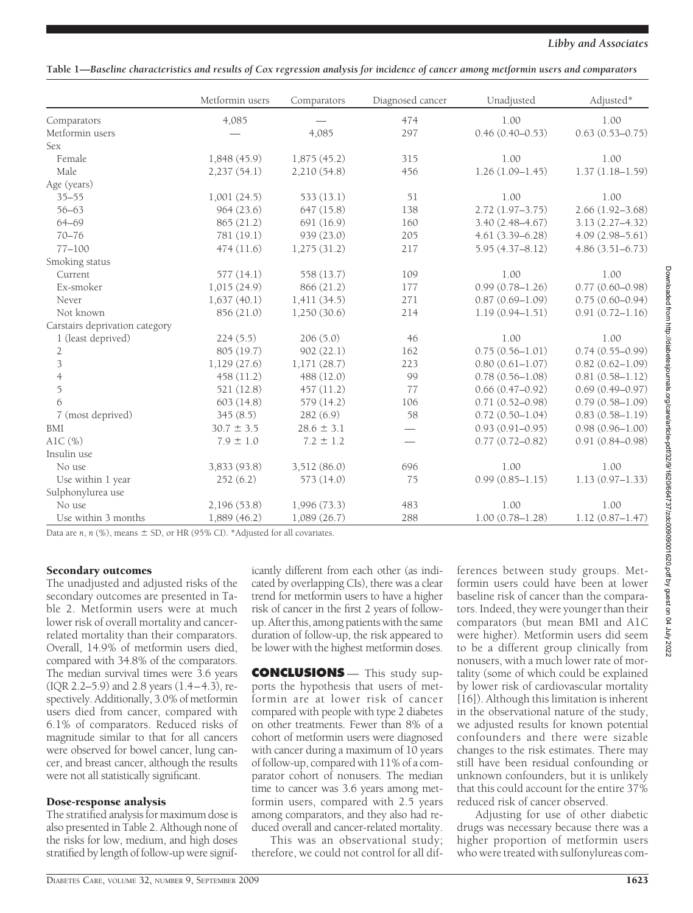**Table 1—Baseline characteristics and results of Cox regression analysis for incidence of cancer among metformin users and comparators**

| | Metformin users | Comparators | Diagnosed cancer | Unadjusted | Adjusted* |
|---|---|---|---|---|---|
| Comparators | 4,085 | — | 474 | 1.00 | 1.00 |
| Metformin users | — | 4,085 | 297 | 0.46 (0.40–0.53) | 0.63 (0.53–0.75) |
| Sex | | | | | |
| Female | 1,848 (45.9) | 1,875 (45.2) | 315 | 1.00 | 1.00 |
| Male | 2,237 (54.1) | 2,210 (54.8) | 456 | 1.26 (1.09–1.45) | 1.37 (1.18–1.59) |
| Age (years) | | | | | |
| 35–55 | 1,001 (24.5) | 533 (13.1) | 51 | 1.00 | 1.00 |
| 56–63 | 964 (23.6) | 647 (15.8) | 138 | 2.72 (1.97–3.75) | 2.66 (1.92–3.68) |
| 64–69 | 865 (21.2) | 691 (16.9) | 160 | 3.40 (2.48–4.67) | 3.13 (2.27–4.32) |
| 70–76 | 781 (19.1) | 939 (23.0) | 205 | 4.61 (3.39–6.28) | 4.09 (2.98–5.61) |
| 77–100 | 474 (11.6) | 1,275 (31.2) | 217 | 5.95 (4.37–8.12) | 4.86 (3.51–6.73) |
| Smoking status | | | | | |
| Current | 577 (14.1) | 558 (13.7) | 109 | 1.00 | 1.00 |
| Ex-smoker | 1,015 (24.9) | 866 (21.2) | 177 | 0.99 (0.78–1.26) | 0.77 (0.60–0.98) |
| Never | 1,637 (40.1) | 1,411 (34.5) | 271 | 0.87 (0.69–1.09) | 0.75 (0.60–0.94) |
| Not known | 856 (21.0) | 1,250 (30.6) | 214 | 1.19 (0.94–1.51) | 0.91 (0.72–1.16) |
| Carstairs deprivation category | | | | | |
| 1 (least deprived) | 224 (5.5) | 206 (5.0) | 46 | 1.00 | 1.00 |
| 2 | 805 (19.7) | 902 (22.1) | 162 | 0.75 (0.56–1.01) | 0.74 (0.55–0.99) |
| 3 | 1,129 (27.6) | 1,171 (28.7) | 223 | 0.80 (0.61–1.07) | 0.82 (0.62–1.09) |
| 4 | 458 (11.2) | 488 (12.0) | 99 | 0.78 (0.56–1.08) | 0.81 (0.58–1.12) |
| 5 | 521 (12.8) | 457 (11.2) | 77 | 0.66 (0.47–0.92) | 0.69 (0.49–0.97) |
| 6 | 603 (14.8) | 579 (14.2) | 106 | 0.71 (0.52–0.98) | 0.79 (0.58–1.09) |
| 7 (most deprived) | 345 (8.5) | 282 (6.9) | 58 | 0.72 (0.50–1.04) | 0.83 (0.58–1.19) |
| BMI | 30.7 ± 3.5 | 28.6 ± 3.1 | — | 0.93 (0.91–0.95) | 0.98 (0.96–1.00) |
| A1C (%) | 7.9 ± 1.0 | 7.2 ± 1.2 | — | 0.77 (0.72–0.82) | 0.91 (0.84–0.98) |
| Insulin use | | | | | |
| No use | 3,833 (93.8) | 3,512 (86.0) | 696 | 1.00 | 1.00 |
| Use within 1 year | 252 (6.2) | 573 (14.0) | 75 | 0.99 (0.85–1.15) | 1.13 (0.97–1.33) |
| Sulphonylurea use | | | | | |
| No use | 2,196 (53.8) | 1,996 (73.3) | 483 | 1.00 | 1.00 |
| Use within 3 months | 1,889 (46.2) | 1,089 (26.7) | 288 | 1.00 (0.78–1.28) | 1.12 (0.87–1.47) |

Data are *n*, *n* (%), means ± SD, or HR (95% CI). *Adjusted for all covariates.

### Secondary outcomes

The unadjusted and adjusted risks of the secondary outcomes are presented in Table 2. Metformin users were at much lower risk of overall mortality and cancer-related mortality than their comparators. Overall, 14.9% of metformin users died, compared with 34.8% of the comparators. The median survival times were 3.6 years (IQR 2.2–5.9) and 2.8 years (1.4–4.3), respectively. Additionally, 3.0% of metformin users died from cancer, compared with 6.1% of comparators. Reduced risks of magnitude similar to that for all cancers were observed for bowel cancer, lung cancer, and breast cancer, although the results were not all statistically significant.

### Dose-response analysis

The stratified analysis for maximum dose is also presented in Table 2. Although none of the risks for low, medium, and high doses stratified by length of follow-up were significantly different from each other (as indicated by overlapping CIs), there was a clear trend for metformin users to have a higher risk of cancer in the first 2 years of follow-up. After this, among patients with the same duration of follow-up, the risk appeared to be lower with the highest metformin doses.

## CONCLUSIONS

This study supports the hypothesis that users of metformin are at lower risk of cancer compared with people with type 2 diabetes on other treatments. Fewer than 8% of a cohort of metformin users were diagnosed with cancer during a maximum of 10 years of follow-up, compared with 11% of a comparator cohort of nonusers. The median time to cancer was 3.6 years among metformin users, compared with 2.5 years among comparators, and they also had reduced overall and cancer-related mortality.

This was an observational study; therefore, we could not control for all differences between study groups. Metformin users could have been at lower baseline risk of cancer than the comparators. Indeed, they were younger than their comparators (but mean BMI and A1C were higher). Metformin users did seem to be a different group clinically from nonusers, with a much lower rate of mortality (some of which could be explained by lower risk of cardiovascular mortality [16]). Although this limitation is inherent in the observational nature of the study, we adjusted results for known potential confounders and there were sizable changes to the risk estimates. There may still have been residual confounding or unknown confounders, but it is unlikely that this could account for the entire 37% reduced risk of cancer observed.

Adjusting for use of other diabetic drugs was necessary because there was a higher proportion of metformin users who were treated with sulfonylureas com-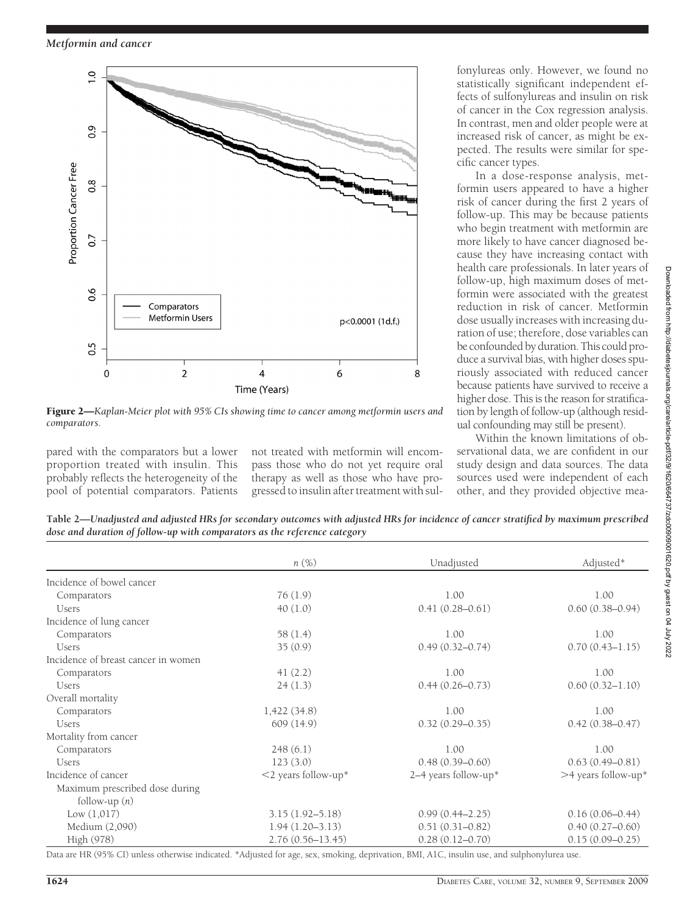Figure 2—*Kaplan-Meier plot with 95% CIs showing time to cancer among metformin users and comparators.*

pared with the comparators but a lower proportion treated with insulin. This probably reflects the heterogeneity of the pool of potential comparators. Patients not treated with metformin will encompass those who do not yet require oral therapy as well as those who have progressed to insulin after treatment with sulfonylureas only. However, we found no statistically significant independent effects of sulfonylureas and insulin on risk of cancer in the Cox regression analysis. In contrast, men and older people were at increased risk of cancer, as might be expected. The results were similar for specific cancer types.

In a dose-response analysis, metformin users appeared to have a higher risk of cancer during the first 2 years of follow-up. This may be because patients who begin treatment with metformin are more likely to have cancer diagnosed because they have increasing contact with health care professionals. In later years of follow-up, high maximum doses of metformin were associated with the greatest reduction in risk of cancer. Metformin dose usually increases with increasing duration of use; therefore, dose variables can be confounded by duration. This could produce a survival bias, with higher doses spuriously associated with reduced cancer because patients have survived to receive a higher dose. This is the reason for stratification by length of follow-up (although residual confounding may still be present).

Within the known limitations of observational data, we are confident in our study design and data sources. The data sources used were independent of each other, and they provided objective mea-

**Table 2—*Unadjusted and adjusted HRs for secondary outcomes with adjusted HRs for incidence of cancer stratified by maximum prescribed dose and duration of follow-up with comparators as the reference category***

| | n (%) | Unadjusted | Adjusted* |
|---|---|---|---|
| Incidence of bowel cancer | | | |
| Comparators | 76 (1.9) | 1.00 | 1.00 |
| Users | 40 (1.0) | 0.41 (0.28–0.61) | 0.60 (0.38–0.94) |
| Incidence of lung cancer | | | |
| Comparators | 58 (1.4) | 1.00 | 1.00 |
| Users | 35 (0.9) | 0.49 (0.32–0.74) | 0.70 (0.43–1.15) |
| Incidence of breast cancer in women | | | |
| Comparators | 41 (2.2) | 1.00 | 1.00 |
| Users | 24 (1.3) | 0.44 (0.26–0.73) | 0.60 (0.32–1.10) |
| Overall mortality | | | |
| Comparators | 1,422 (34.8) | 1.00 | 1.00 |
| Users | 609 (14.9) | 0.32 (0.29–0.35) | 0.42 (0.38–0.47) |
| Mortality from cancer | | | |
| Comparators | 248 (6.1) | 1.00 | 1.00 |
| Users | 123 (3.0) | 0.48 (0.39–0.60) | 0.63 (0.49–0.81) |
| Incidence of cancer | <2 years follow-up* | 2–4 years follow-up* | >4 years follow-up* |
| Maximum prescribed dose during follow-up (n) | | | |
| Low (1,017) | 3.15 (1.92–5.18) | 0.99 (0.44–2.25) | 0.16 (0.06–0.44) |
| Medium (2,090) | 1.94 (1.20–3.13) | 0.51 (0.31–0.82) | 0.40 (0.27–0.60) |
| High (978) | 2.76 (0.56–13.45) | 0.28 (0.12–0.70) | 0.15 (0.09–0.25) |

Data are HR (95% CI) unless otherwise indicated. *Adjusted for age, sex, smoking, deprivation, BMI, A1C, insulin use, and sulphonylurea use.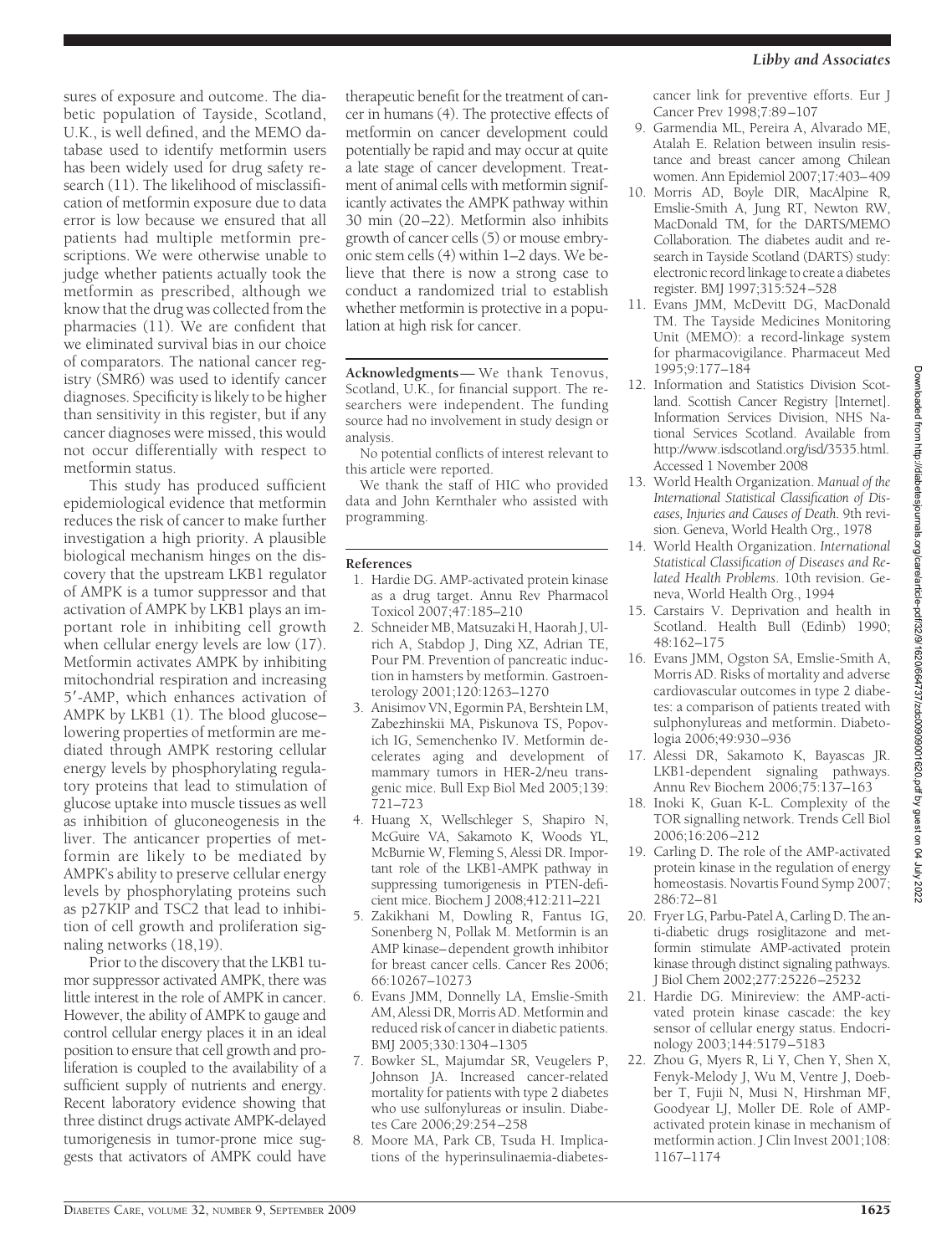sures of exposure and outcome. The diabetic population of Tayside, Scotland, U.K., is well defined, and the MEMO database used to identify metformin users has been widely used for drug safety research (11). The likelihood of misclassification of metformin exposure due to data error is low because we ensured that all patients had multiple metformin prescriptions. We were otherwise unable to judge whether patients actually took the metformin as prescribed, although we know that the drug was collected from the pharmacies (11). We are confident that we eliminated survival bias in our choice of comparators. The national cancer registry (SMR6) was used to identify cancer diagnoses. Specificity is likely to be higher than sensitivity in this register, but if any cancer diagnoses were missed, this would not occur differentially with respect to metformin status.

This study has produced sufficient epidemiological evidence that metformin reduces the risk of cancer to make further investigation a high priority. A plausible biological mechanism hinges on the discovery that the upstream LKB1 regulator of AMPK is a tumor suppressor and that activation of AMPK by LKB1 plays an important role in inhibiting cell growth when cellular energy levels are low (17). Metformin activates AMPK by inhibiting mitochondrial respiration and increasing 5′-AMP, which enhances activation of AMPK by LKB1 (1). The blood glucose–lowering properties of metformin are mediated through AMPK restoring cellular energy levels by phosphorylating regulatory proteins that lead to stimulation of glucose uptake into muscle tissues as well as inhibition of gluconeogenesis in the liver. The anticancer properties of metformin are likely to be mediated by AMPK's ability to preserve cellular energy levels by phosphorylating proteins such as p27KIP and TSC2 that lead to inhibition of cell growth and proliferation signaling networks (18,19).

Prior to the discovery that the LKB1 tumor suppressor activated AMPK, there was little interest in the role of AMPK in cancer. However, the ability of AMPK to gauge and control cellular energy places it in an ideal position to ensure that cell growth and proliferation is coupled to the availability of a sufficient supply of nutrients and energy. Recent laboratory evidence showing that three distinct drugs activate AMPK-delayed tumorigenesis in tumor-prone mice suggests that activators of AMPK could have therapeutic benefit for the treatment of cancer in humans (4). The protective effects of metformin on cancer development could potentially be rapid and may occur at quite a late stage of cancer development. Treatment of animal cells with metformin significantly activates the AMPK pathway within 30 min (20–22). Metformin also inhibits growth of cancer cells (5) or mouse embryonic stem cells (4) within 1–2 days. We believe that there is now a strong case to conduct a randomized trial to establish whether metformin is protective in a population at high risk for cancer.

**Acknowledgments**— We thank Tenovus, Scotland, U.K., for financial support. The researchers were independent. The funding source had no involvement in study design or analysis.

No potential conflicts of interest relevant to this article were reported.

We thank the staff of HIC who provided data and John Kernthaler who assisted with programming.

## References

1. Hardie DG. AMP-activated protein kinase as a drug target. Annu Rev Pharmacol Toxicol 2007;47:185–210
2. Schneider MB, Matsuzaki H, Haorah J, Ulrich A, Stabdop J, Ding XZ, Adrian TE, Pour PM. Prevention of pancreatic induction in hamsters by metformin. Gastroenterology 2001;120:1263–1270
3. Anisimov VN, Egormin PA, Bershtein LM, Zabezhinskii MA, Piskunova TS, Popovich IG, Semenchenko IV. Metformin decelerates aging and development of mammary tumors in HER-2/neu transgenic mice. Bull Exp Biol Med 2005;139: 721–723
4. Huang X, Wellschleger S, Shapiro N, McGuire VA, Sakamoto K, Woods YL, McBurnie W, Fleming S, Alessi DR. Important role of the LKB1-AMPK pathway in suppressing tumorigenesis in PTEN-deficient mice. Biochem J 2008;412:211–221
5. Zakikhani M, Dowling R, Fantus IG, Sonenberg N, Pollak M. Metformin is an AMP kinase–dependent growth inhibitor for breast cancer cells. Cancer Res 2006; 66:10267–10273
6. Evans JMM, Donnelly LA, Emslie-Smith AM, Alessi DR, Morris AD. Metformin and reduced risk of cancer in diabetic patients. BMJ 2005;330:1304–1305
7. Bowker SL, Majumdar SR, Veugelers P, Johnson JA. Increased cancer-related mortality for patients with type 2 diabetes who use sulfonylureas or insulin. Diabetes Care 2006;29:254–258
8. Moore MA, Park CB, Tsuda H. Implications of the hyperinsulinaemia-diabetes-cancer link for preventive efforts. Eur J Cancer Prev 1998;7:89–107
9. Garmendia ML, Pereira A, Alvarado ME, Atalah E. Relation between insulin resistance and breast cancer among Chilean women. Ann Epidemiol 2007;17:403–409
10. Morris AD, Boyle DIR, MacAlpine R, Emslie-Smith A, Jung RT, Newton RW, MacDonald TM, for the DARTS/MEMO Collaboration. The diabetes audit and research in Tayside Scotland (DARTS) study: electronic record linkage to create a diabetes register. BMJ 1997;315:524–528
11. Evans JMM, McDevitt DG, MacDonald TM. The Tayside Medicines Monitoring Unit (MEMO): a record-linkage system for pharmacovigilance. Pharmaceut Med 1995;9:177–184
12. Information and Statistics Division Scotland. Scottish Cancer Registry [Internet]. Information Services Division, NHS National Services Scotland. Available from http://www.isdscotland.org/isd/3535.html. Accessed 1 November 2008
13. World Health Organization. *Manual of the International Statistical Classification of Diseases, Injuries and Causes of Death*. 9th revision. Geneva, World Health Org., 1978
14. World Health Organization. *International Statistical Classification of Diseases and Related Health Problems*. 10th revision. Geneva, World Health Org., 1994
15. Carstairs V. Deprivation and health in Scotland. Health Bull (Edinb) 1990; 48:162–175
16. Evans JMM, Ogston SA, Emslie-Smith A, Morris AD. Risks of mortality and adverse cardiovascular outcomes in type 2 diabetes: a comparison of patients treated with sulphonylureas and metformin. Diabetologia 2006;49:930–936
17. Alessi DR, Sakamoto K, Bayascas JR. LKB1-dependent signaling pathways. Annu Rev Biochem 2006;75:137–163
18. Inoki K, Guan K-L. Complexity of the TOR signalling network. Trends Cell Biol 2006;16:206–212
19. Carling D. The role of the AMP-activated protein kinase in the regulation of energy homeostasis. Novartis Found Symp 2007; 286:72–81
20. Fryer LG, Parbu-Patel A, Carling D. The anti-diabetic drugs rosiglitazone and metformin stimulate AMP-activated protein kinase through distinct signaling pathways. J Biol Chem 2002;277:25226–25232
21. Hardie DG. Minireview: the AMP-activated protein kinase cascade: the key sensor of cellular energy status. Endocrinology 2003;144:5179–5183
22. Zhou G, Myers R, Li Y, Chen Y, Shen X, Fenyk-Melody J, Wu M, Ventre J, Doebber T, Fujii N, Musi N, Hirshman MF, Goodyear LJ, Moller DE. Role of AMP-activated protein kinase in mechanism of metformin action. J Clin Invest 2001;108: 1167–1174